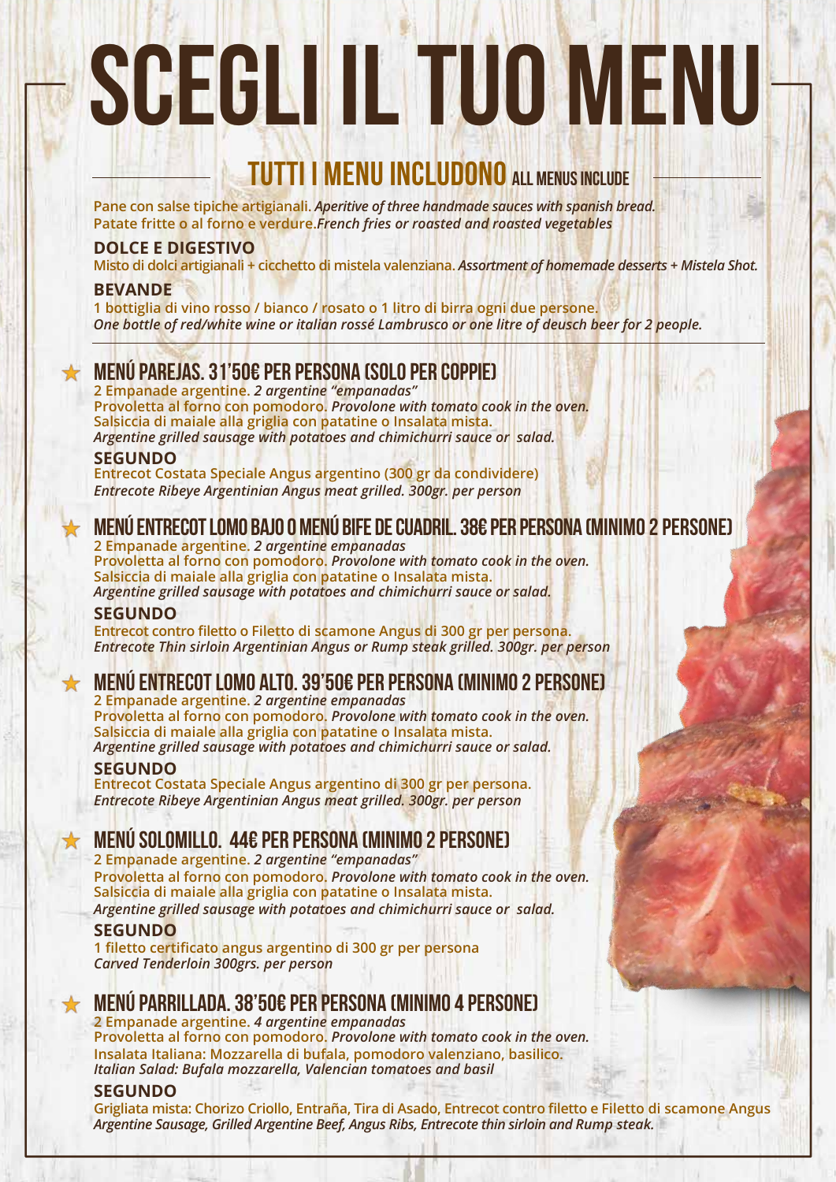# SCEGLI IL TUO MENU

## TUTTI I MENU INCLUDONO ALL MENUS INCLUDE

**Pane con salse tipiche artigianali.** ***Aperitive of three handmade sauces with spanish bread.***
**Patate fritte o al forno e verdure.** ***French fries or roasted and roasted vegetables***

**DOLCE E DIGESTIVO**
**Misto di dolci artigianali + cicchetto di mistela valenziana.** ***Assortment of homemade desserts + Mistela Shot.***

**BEVANDE**
**1 bottiglia di vino rosso / bianco / rosato o 1 litro di birra ogni due persone.**
***One bottle of red/white wine or italian rossé Lambrusco or one litre of deusch beer for 2 people.***

---

### ★ MENÚ PAREJAS. 31'50€ PER PERSONA (SOLO PER COPPIE)

**2 Empanade argentine.** ***2 argentine "empanadas"***
**Provoletta al forno con pomodoro.** ***Provolone with tomato cook in the oven.***
**Salsiccia di maiale alla griglia con patatine o Insalata mista.**
***Argentine grilled sausage with potatoes and chimichurri sauce or salad.***

**SEGUNDO**
**Entrecot Costata Speciale Angus argentino (300 gr da condividere)**
***Entrecote Ribeye Argentinian Angus meat grilled. 300gr. per person***

### ★ MENÚ ENTRECOT LOMO BAJO O MENÚ BIFE DE CUADRIL. 38€ PER PERSONA (MINIMO 2 PERSONE)

**2 Empanade argentine.** ***2 argentine empanadas***
**Provoletta al forno con pomodoro.** ***Provolone with tomato cook in the oven.***
**Salsiccia di maiale alla griglia con patatine o Insalata mista.**
***Argentine grilled sausage with potatoes and chimichurri sauce or salad.***

**SEGUNDO**
**Entrecot contro filetto o Filetto di scamone Angus di 300 gr per persona.**
***Entrecote Thin sirloin Argentinian Angus or Rump steak grilled. 300gr. per person***

### ★ MENÚ ENTRECOT LOMO ALTO. 39'50€ PER PERSONA (MINIMO 2 PERSONE)

**2 Empanade argentine.** ***2 argentine empanadas***
**Provoletta al forno con pomodoro.** ***Provolone with tomato cook in the oven.***
**Salsiccia di maiale alla griglia con patatine o Insalata mista.**
***Argentine grilled sausage with potatoes and chimichurri sauce or salad.***

**SEGUNDO**
**Entrecot Costata Speciale Angus argentino di 300 gr per persona.**
***Entrecote Ribeye Argentinian Angus meat grilled. 300gr. per person***

### ★ MENÚ SOLOMILLO. 44€ PER PERSONA (MINIMO 2 PERSONE)

**2 Empanade argentine.** ***2 argentine "empanadas"***
**Provoletta al forno con pomodoro.** ***Provolone with tomato cook in the oven.***
**Salsiccia di maiale alla griglia con patatine o Insalata mista.**
***Argentine grilled sausage with potatoes and chimichurri sauce or salad.***

**SEGUNDO**
**1 filetto certificato angus argentino di 300 gr per persona**
***Carved Tenderloin 300grs. per person***

### ★ MENÚ PARRILLADA. 38'50€ PER PERSONA (MINIMO 4 PERSONE)

**2 Empanade argentine.** ***4 argentine empanadas***
**Provoletta al forno con pomodoro.** ***Provolone with tomato cook in the oven.***
**Insalata Italiana: Mozzarella di bufala, pomodoro valenziano, basilico.**
***Italian Salad: Bufala mozzarella, Valencian tomatoes and basil***

**SEGUNDO**
**Grigliata mista: Chorizo Criollo, Entraña, Tira di Asado, Entrecot contro filetto e Filetto di scamone Angus**
***Argentine Sausage, Grilled Argentine Beef, Angus Ribs, Entrecote thin sirloin and Rump steak.***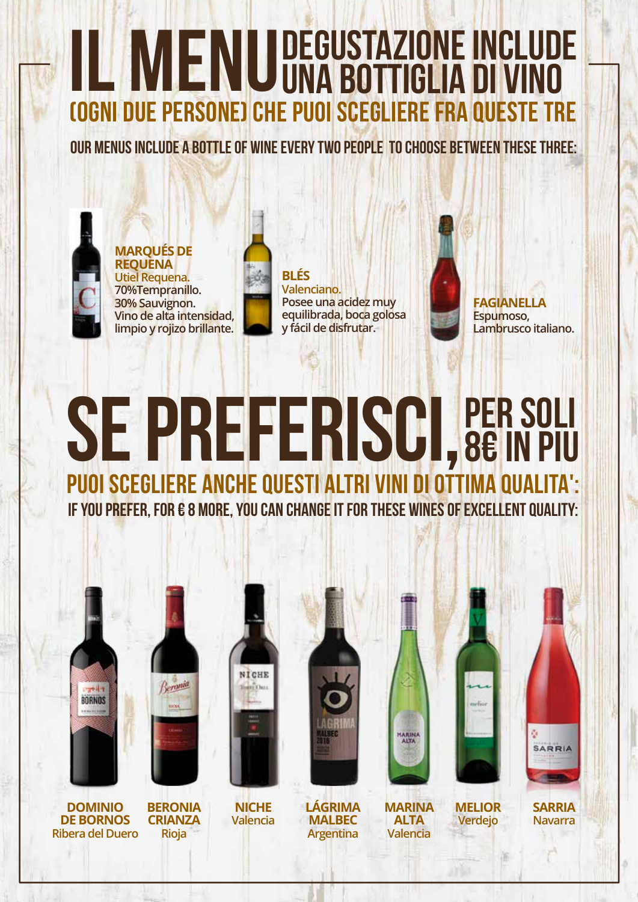# IL MENU DEGUSTAZIONE INCLUDE UNA BOTTIGLIA DI VINO

## (OGNI DUE PERSONE) CHE PUOI SCEGLIERE FRA QUESTE TRE

**OUR MENUS INCLUDE A BOTTLE OF WINE EVERY TWO PEOPLE TO CHOOSE BETWEEN THESE THREE:**

**MARQUÉS DE REQUENA**
Utiel Requena.
70%Tempranillo.
30% Sauvignon.
Vino de alta intensidad, limpio y rojizo brillante.

**BLÉS**
Valenciano.
Posee una acidez muy equilibrada, boca golosa y fácil de disfrutar.

**FAGIANELLA**
Espumoso,
Lambrusco italiano.

# SE PREFERISCI, PER SOLI 8€ IN PIU

## PUOI SCEGLIERE ANCHE QUESTI ALTRI VINI DI OTTIMA QUALITA':

**IF YOU PREFER, FOR € 8 MORE, YOU CAN CHANGE IT FOR THESE WINES OF EXCELLENT QUALITY:**

**DOMINIO DE BORNOS**
Ribera del Duero

**BERONIA CRIANZA**
Rioja

**NICHE**
Valencia

**LÁGRIMA MALBEC**
Argentina

**MARINA ALTA**
Valencia

**MELIOR**
Verdejo

**SARRIA**
Navarra